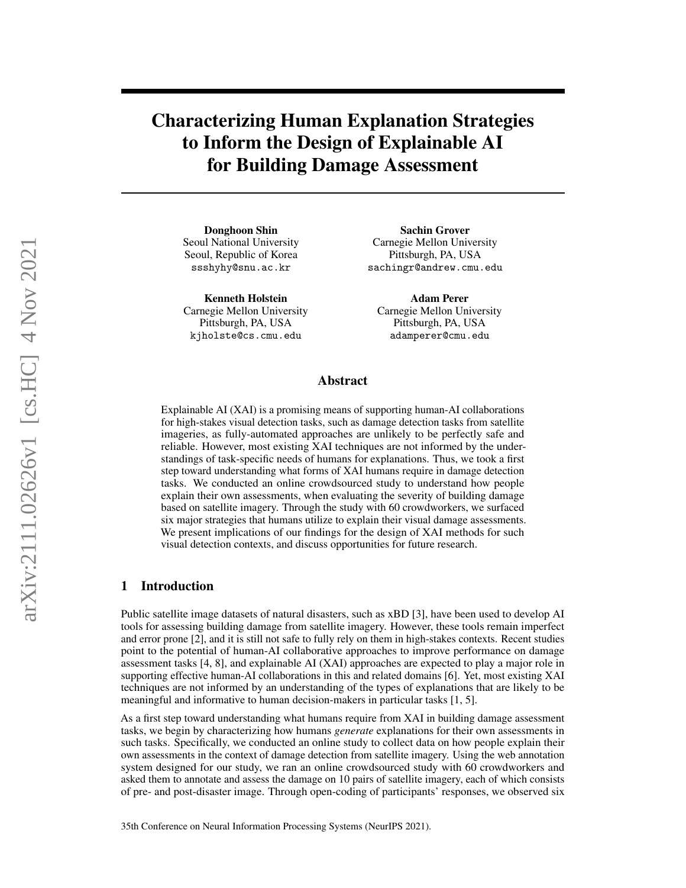# Characterizing Human Explanation Strategies to Inform the Design of Explainable AI for Building Damage Assessment

**Donghoon Shin**
Seoul National University
Seoul, Republic of Korea
ssshyhy@snu.ac.kr

**Sachin Grover**
Carnegie Mellon University
Pittsburgh, PA, USA
sachingr@andrew.cmu.edu

**Kenneth Holstein**
Carnegie Mellon University
Pittsburgh, PA, USA
kjholste@cs.cmu.edu

**Adam Perer**
Carnegie Mellon University
Pittsburgh, PA, USA
adamperer@cmu.edu

## Abstract

Explainable AI (XAI) is a promising means of supporting human-AI collaborations for high-stakes visual detection tasks, such as damage detection tasks from satellite imageries, as fully-automated approaches are unlikely to be perfectly safe and reliable. However, most existing XAI techniques are not informed by the understandings of task-specific needs of humans for explanations. Thus, we took a first step toward understanding what forms of XAI humans require in damage detection tasks. We conducted an online crowdsourced study to understand how people explain their own assessments, when evaluating the severity of building damage based on satellite imagery. Through the study with 60 crowdworkers, we surfaced six major strategies that humans utilize to explain their visual damage assessments. We present implications of our findings for the design of XAI methods for such visual detection contexts, and discuss opportunities for future research.

## 1 Introduction

Public satellite image datasets of natural disasters, such as xBD [3], have been used to develop AI tools for assessing building damage from satellite imagery. However, these tools remain imperfect and error prone [2], and it is still not safe to fully rely on them in high-stakes contexts. Recent studies point to the potential of human-AI collaborative approaches to improve performance on damage assessment tasks [4, 8], and explainable AI (XAI) approaches are expected to play a major role in supporting effective human-AI collaborations in this and related domains [6]. Yet, most existing XAI techniques are not informed by an understanding of the types of explanations that are likely to be meaningful and informative to human decision-makers in particular tasks [1, 5].

As a first step toward understanding what humans require from XAI in building damage assessment tasks, we begin by characterizing how humans *generate* explanations for their own assessments in such tasks. Specifically, we conducted an online study to collect data on how people explain their own assessments in the context of damage detection from satellite imagery. Using the web annotation system designed for our study, we ran an online crowdsourced study with 60 crowdworkers and asked them to annotate and assess the damage on 10 pairs of satellite imagery, each of which consists of pre- and post-disaster image. Through open-coding of participants' responses, we observed six

35th Conference on Neural Information Processing Systems (NeurIPS 2021).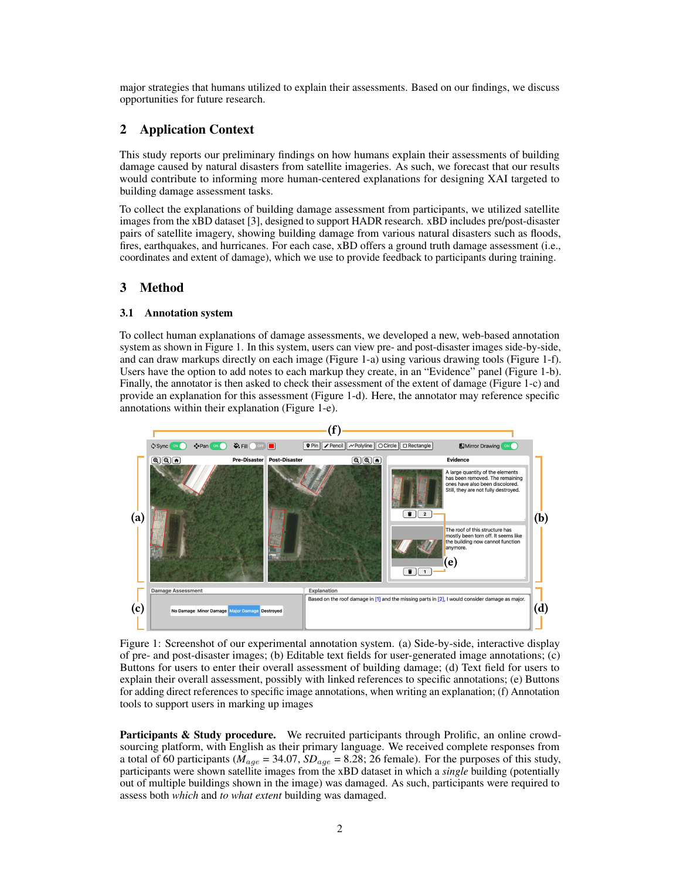major strategies that humans utilized to explain their assessments. Based on our findings, we discuss opportunities for future research.

## 2 Application Context

This study reports our preliminary findings on how humans explain their assessments of building damage caused by natural disasters from satellite imageries. As such, we forecast that our results would contribute to informing more human-centered explanations for designing XAI targeted to building damage assessment tasks.

To collect the explanations of building damage assessment from participants, we utilized satellite images from the xBD dataset [3], designed to support HADR research. xBD includes pre/post-disaster pairs of satellite imagery, showing building damage from various natural disasters such as floods, fires, earthquakes, and hurricanes. For each case, xBD offers a ground truth damage assessment (i.e., coordinates and extent of damage), which we use to provide feedback to participants during training.

## 3 Method

### 3.1 Annotation system

To collect human explanations of damage assessments, we developed a new, web-based annotation system as shown in Figure 1. In this system, users can view pre- and post-disaster images side-by-side, and can draw markups directly on each image (Figure 1-a) using various drawing tools (Figure 1-f). Users have the option to add notes to each markup they create, in an "Evidence" panel (Figure 1-b). Finally, the annotator is then asked to check their assessment of the extent of damage (Figure 1-c) and provide an explanation for this assessment (Figure 1-d). Here, the annotator may reference specific annotations within their explanation (Figure 1-e).

Figure 1: Screenshot of our experimental annotation system. (a) Side-by-side, interactive display of pre- and post-disaster images; (b) Editable text fields for user-generated image annotations; (c) Buttons for users to enter their overall assessment of building damage; (d) Text field for users to explain their overall assessment, possibly with linked references to specific annotations; (e) Buttons for adding direct references to specific image annotations, when writing an explanation; (f) Annotation tools to support users in marking up images

**Participants & Study procedure.** We recruited participants through Prolific, an online crowd-sourcing platform, with English as their primary language. We received complete responses from a total of 60 participants ($M_{age}$ = 34.07, $SD_{age}$ = 8.28; 26 female). For the purposes of this study, participants were shown satellite images from the xBD dataset in which a *single* building (potentially out of multiple buildings shown in the image) was damaged. As such, participants were required to assess both *which* and *to what extent* building was damaged.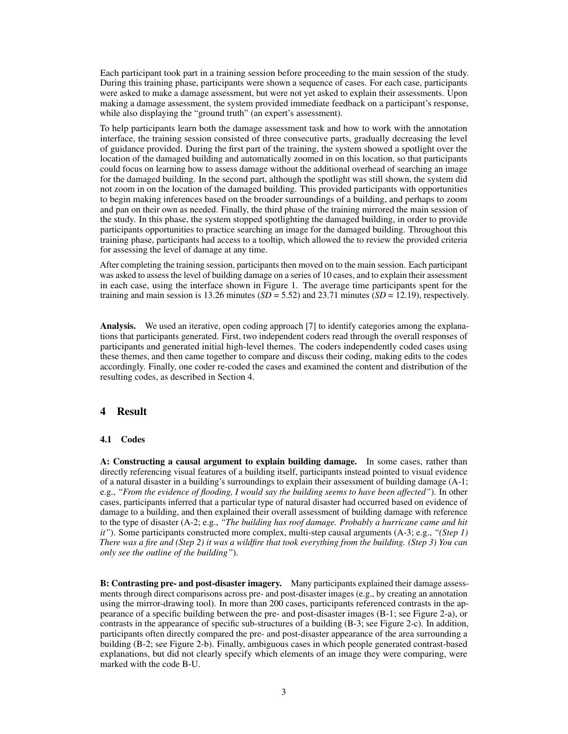Each participant took part in a training session before proceeding to the main session of the study. During this training phase, participants were shown a sequence of cases. For each case, participants were asked to make a damage assessment, but were not yet asked to explain their assessments. Upon making a damage assessment, the system provided immediate feedback on a participant's response, while also displaying the "ground truth" (an expert's assessment).

To help participants learn both the damage assessment task and how to work with the annotation interface, the training session consisted of three consecutive parts, gradually decreasing the level of guidance provided. During the first part of the training, the system showed a spotlight over the location of the damaged building and automatically zoomed in on this location, so that participants could focus on learning how to assess damage without the additional overhead of searching an image for the damaged building. In the second part, although the spotlight was still shown, the system did not zoom in on the location of the damaged building. This provided participants with opportunities to begin making inferences based on the broader surroundings of a building, and perhaps to zoom and pan on their own as needed. Finally, the third phase of the training mirrored the main session of the study. In this phase, the system stopped spotlighting the damaged building, in order to provide participants opportunities to practice searching an image for the damaged building. Throughout this training phase, participants had access to a tooltip, which allowed the to review the provided criteria for assessing the level of damage at any time.

After completing the training session, participants then moved on to the main session. Each participant was asked to assess the level of building damage on a series of 10 cases, and to explain their assessment in each case, using the interface shown in Figure 1. The average time participants spent for the training and main session is 13.26 minutes (*SD* = 5.52) and 23.71 minutes (*SD* = 12.19), respectively.

**Analysis.** We used an iterative, open coding approach [7] to identify categories among the explanations that participants generated. First, two independent coders read through the overall responses of participants and generated initial high-level themes. The coders independently coded cases using these themes, and then came together to compare and discuss their coding, making edits to the codes accordingly. Finally, one coder re-coded the cases and examined the content and distribution of the resulting codes, as described in Section 4.

## 4 Result

### 4.1 Codes

**A: Constructing a causal argument to explain building damage.** In some cases, rather than directly referencing visual features of a building itself, participants instead pointed to visual evidence of a natural disaster in a building's surroundings to explain their assessment of building damage (A-1; e.g., *"From the evidence of flooding, I would say the building seems to have been affected"*). In other cases, participants inferred that a particular type of natural disaster had occurred based on evidence of damage to a building, and then explained their overall assessment of building damage with reference to the type of disaster (A-2; e.g., *"The building has roof damage. Probably a hurricane came and hit it"*). Some participants constructed more complex, multi-step causal arguments (A-3; e.g., *"(Step 1) There was a fire and (Step 2) it was a wildfire that took everything from the building. (Step 3) You can only see the outline of the building"*).

**B: Contrasting pre- and post-disaster imagery.** Many participants explained their damage assessments through direct comparisons across pre- and post-disaster images (e.g., by creating an annotation using the mirror-drawing tool). In more than 200 cases, participants referenced contrasts in the appearance of a specific building between the pre- and post-disaster images (B-1; see Figure 2-a), or contrasts in the appearance of specific sub-structures of a building (B-3; see Figure 2-c). In addition, participants often directly compared the pre- and post-disaster appearance of the area surrounding a building (B-2; see Figure 2-b). Finally, ambiguous cases in which people generated contrast-based explanations, but did not clearly specify which elements of an image they were comparing, were marked with the code B-U.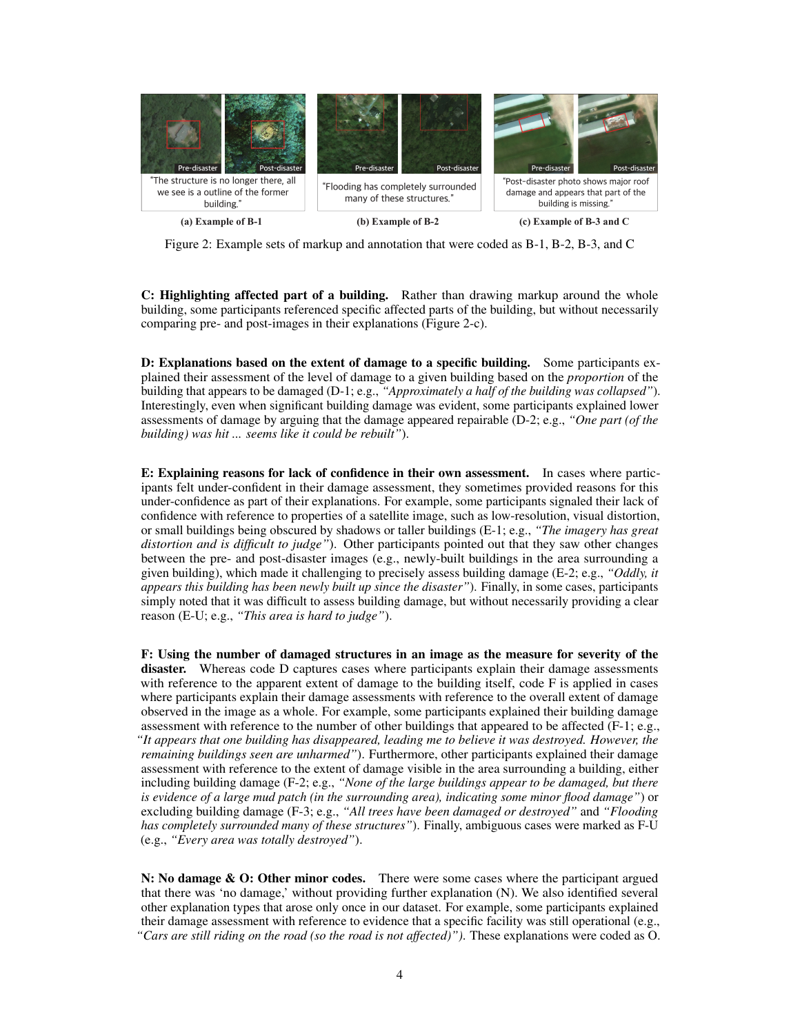"The structure is no longer there, all we see is a outline of the former building."

**(a) Example of B-1**

"Flooding has completely surrounded many of these structures."

**(b) Example of B-2**

"Post-disaster photo shows major roof damage and appears that part of the building is missing."

**(c) Example of B-3 and C**

Figure 2: Example sets of markup and annotation that were coded as B-1, B-2, B-3, and C

**C: Highlighting affected part of a building.** Rather than drawing markup around the whole building, some participants referenced specific affected parts of the building, but without necessarily comparing pre- and post-images in their explanations (Figure 2-c).

**D: Explanations based on the extent of damage to a specific building.** Some participants explained their assessment of the level of damage to a given building based on the *proportion* of the building that appears to be damaged (D-1; e.g., *"Approximately a half of the building was collapsed"*). Interestingly, even when significant building damage was evident, some participants explained lower assessments of damage by arguing that the damage appeared repairable (D-2; e.g., *"One part (of the building) was hit ... seems like it could be rebuilt"*).

**E: Explaining reasons for lack of confidence in their own assessment.** In cases where participants felt under-confident in their damage assessment, they sometimes provided reasons for this under-confidence as part of their explanations. For example, some participants signaled their lack of confidence with reference to properties of a satellite image, such as low-resolution, visual distortion, or small buildings being obscured by shadows or taller buildings (E-1; e.g., *"The imagery has great distortion and is difficult to judge"*). Other participants pointed out that they saw other changes between the pre- and post-disaster images (e.g., newly-built buildings in the area surrounding a given building), which made it challenging to precisely assess building damage (E-2; e.g., *"Oddly, it appears this building has been newly built up since the disaster"*). Finally, in some cases, participants simply noted that it was difficult to assess building damage, but without necessarily providing a clear reason (E-U; e.g., *"This area is hard to judge"*).

**F: Using the number of damaged structures in an image as the measure for severity of the disaster.** Whereas code D captures cases where participants explain their damage assessments with reference to the apparent extent of damage to the building itself, code F is applied in cases where participants explain their damage assessments with reference to the overall extent of damage observed in the image as a whole. For example, some participants explained their building damage assessment with reference to the number of other buildings that appeared to be affected (F-1; e.g., *"It appears that one building has disappeared, leading me to believe it was destroyed. However, the remaining buildings seen are unharmed"*). Furthermore, other participants explained their damage assessment with reference to the extent of damage visible in the area surrounding a building, either including building damage (F-2; e.g., *"None of the large buildings appear to be damaged, but there is evidence of a large mud patch (in the surrounding area), indicating some minor flood damage"*) or excluding building damage (F-3; e.g., *"All trees have been damaged or destroyed"* and *"Flooding has completely surrounded many of these structures"*). Finally, ambiguous cases were marked as F-U (e.g., *"Every area was totally destroyed"*).

**N: No damage & O: Other minor codes.** There were some cases where the participant argued that there was 'no damage,' without providing further explanation (N). We also identified several other explanation types that arose only once in our dataset. For example, some participants explained their damage assessment with reference to evidence that a specific facility was still operational (e.g., *"Cars are still riding on the road (so the road is not affected)")*. These explanations were coded as O.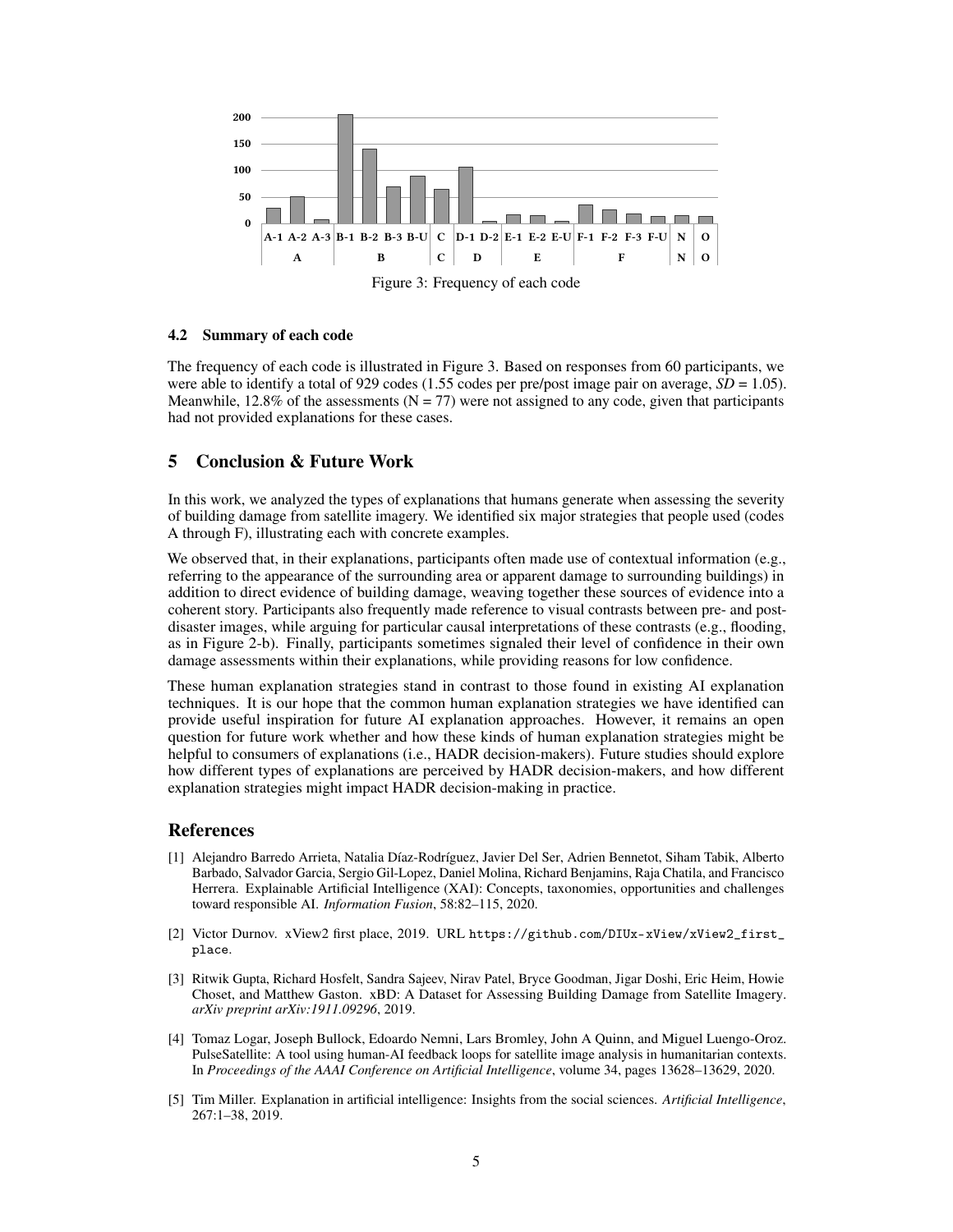Figure 3: Frequency of each code

### 4.2 Summary of each code

The frequency of each code is illustrated in Figure 3. Based on responses from 60 participants, we were able to identify a total of 929 codes (1.55 codes per pre/post image pair on average, *SD* = 1.05). Meanwhile, 12.8% of the assessments (N = 77) were not assigned to any code, given that participants had not provided explanations for these cases.

## 5 Conclusion & Future Work

In this work, we analyzed the types of explanations that humans generate when assessing the severity of building damage from satellite imagery. We identified six major strategies that people used (codes A through F), illustrating each with concrete examples.

We observed that, in their explanations, participants often made use of contextual information (e.g., referring to the appearance of the surrounding area or apparent damage to surrounding buildings) in addition to direct evidence of building damage, weaving together these sources of evidence into a coherent story. Participants also frequently made reference to visual contrasts between pre- and post-disaster images, while arguing for particular causal interpretations of these contrasts (e.g., flooding, as in Figure 2-b). Finally, participants sometimes signaled their level of confidence in their own damage assessments within their explanations, while providing reasons for low confidence.

These human explanation strategies stand in contrast to those found in existing AI explanation techniques. It is our hope that the common human explanation strategies we have identified can provide useful inspiration for future AI explanation approaches. However, it remains an open question for future work whether and how these kinds of human explanation strategies might be helpful to consumers of explanations (i.e., HADR decision-makers). Future studies should explore how different types of explanations are perceived by HADR decision-makers, and how different explanation strategies might impact HADR decision-making in practice.

## References

[1] Alejandro Barredo Arrieta, Natalia Díaz-Rodríguez, Javier Del Ser, Adrien Bennetot, Siham Tabik, Alberto Barbado, Salvador Garcia, Sergio Gil-Lopez, Daniel Molina, Richard Benjamins, Raja Chatila, and Francisco Herrera. Explainable Artificial Intelligence (XAI): Concepts, taxonomies, opportunities and challenges toward responsible AI. *Information Fusion*, 58:82–115, 2020.

[2] Victor Durnov. xView2 first place, 2019. URL `https://github.com/DIUx-xView/xView2_first_place`.

[3] Ritwik Gupta, Richard Hosfelt, Sandra Sajeev, Nirav Patel, Bryce Goodman, Jigar Doshi, Eric Heim, Howie Choset, and Matthew Gaston. xBD: A Dataset for Assessing Building Damage from Satellite Imagery. *arXiv preprint arXiv:1911.09296*, 2019.

[4] Tomaz Logar, Joseph Bullock, Edoardo Nemni, Lars Bromley, John A Quinn, and Miguel Luengo-Oroz. PulseSatellite: A tool using human-AI feedback loops for satellite image analysis in humanitarian contexts. In *Proceedings of the AAAI Conference on Artificial Intelligence*, volume 34, pages 13628–13629, 2020.

[5] Tim Miller. Explanation in artificial intelligence: Insights from the social sciences. *Artificial Intelligence*, 267:1–38, 2019.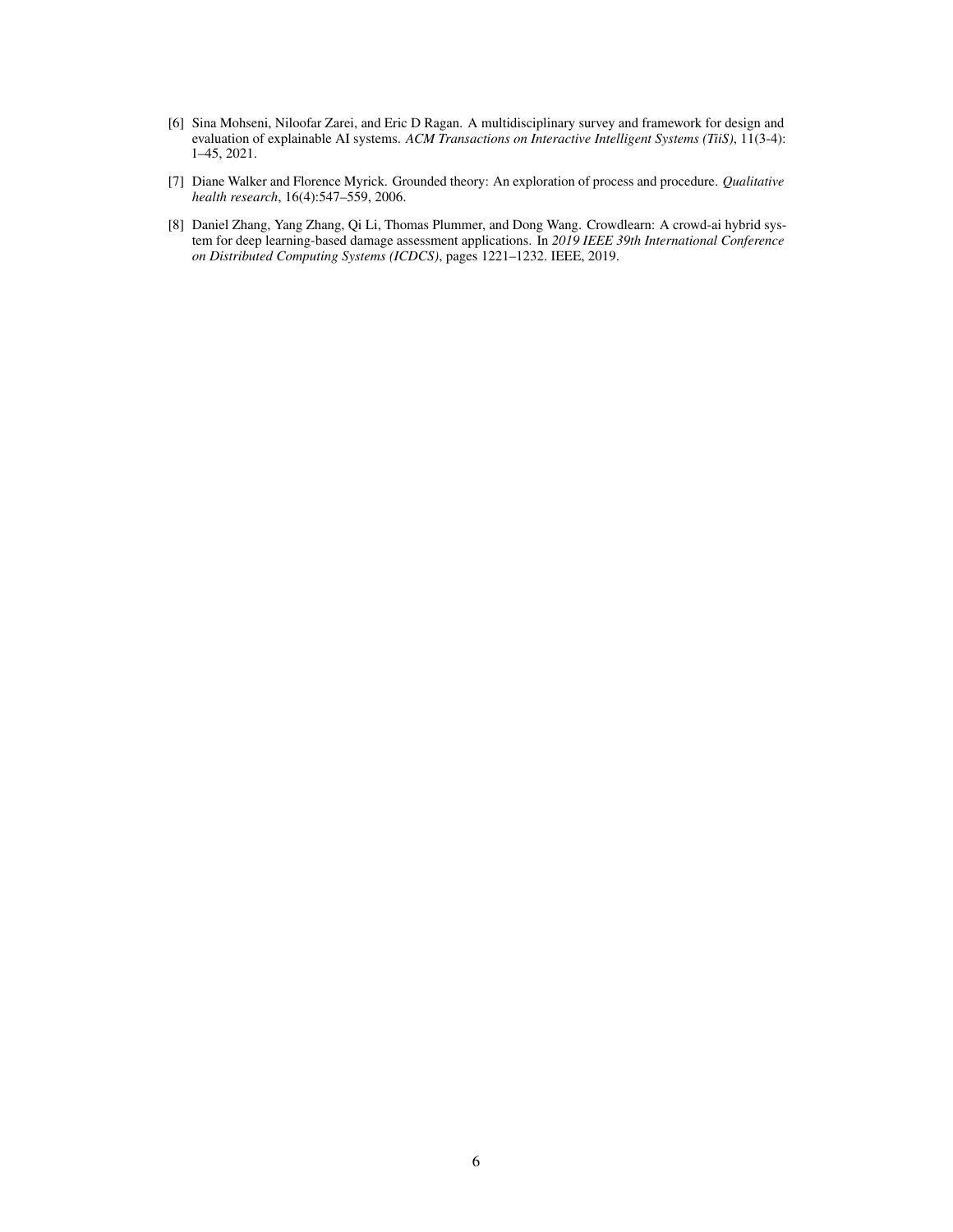[6] Sina Mohseni, Niloofar Zarei, and Eric D Ragan. A multidisciplinary survey and framework for design and evaluation of explainable AI systems. *ACM Transactions on Interactive Intelligent Systems (TiiS)*, 11(3-4): 1–45, 2021.

[7] Diane Walker and Florence Myrick. Grounded theory: An exploration of process and procedure. *Qualitative health research*, 16(4):547–559, 2006.

[8] Daniel Zhang, Yang Zhang, Qi Li, Thomas Plummer, and Dong Wang. Crowdlearn: A crowd-ai hybrid system for deep learning-based damage assessment applications. In *2019 IEEE 39th International Conference on Distributed Computing Systems (ICDCS)*, pages 1221–1232. IEEE, 2019.